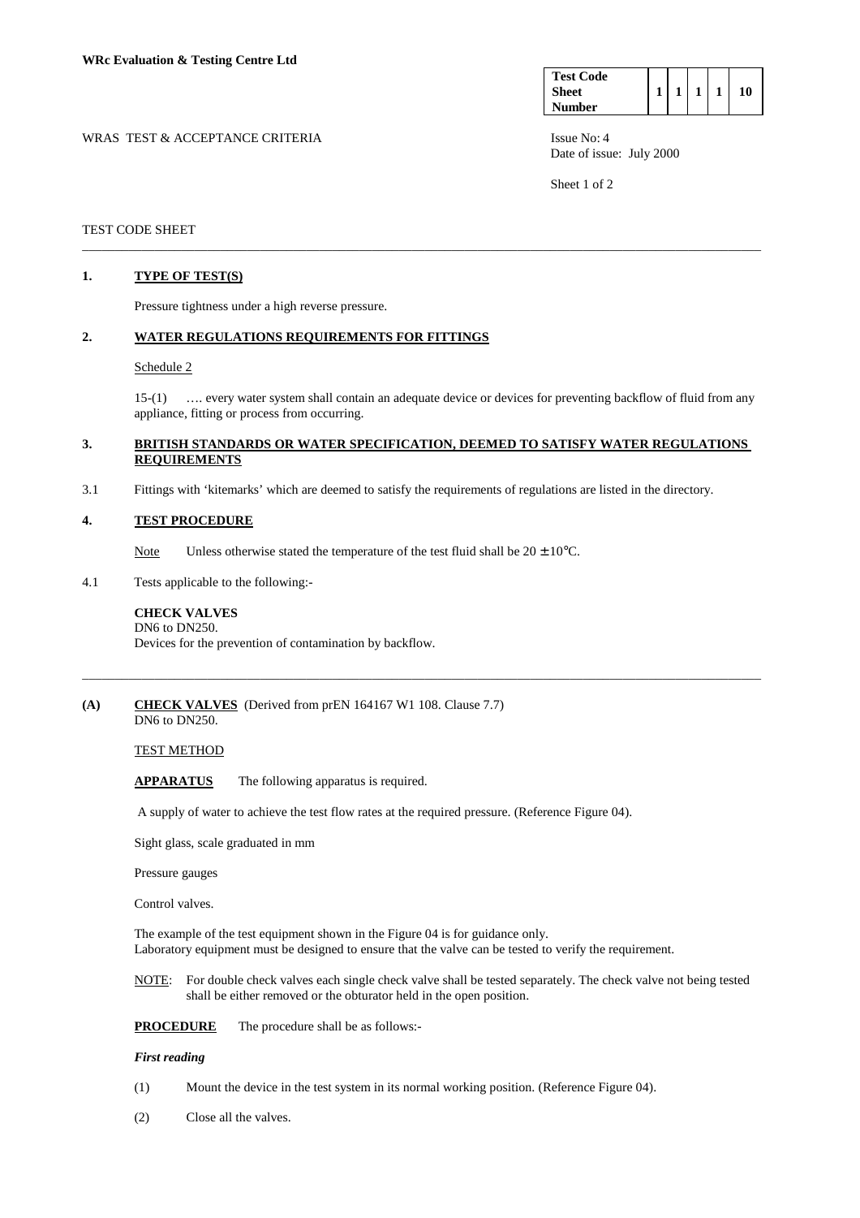**WRc Evaluation & Testing Centre Ltd**

| Test Code Sheet Number | 1 | 1 | 1 | 1 | 10 |
|---|---|---|---|---|---|

WRAS TEST & ACCEPTANCE CRITERIA

Issue No: 4
Date of issue: July 2000

TEST CODE SHEET

## 1. TYPE OF TEST(S)

Pressure tightness under a high reverse pressure.

## 2. WATER REGULATIONS REQUIREMENTS FOR FITTINGS

Schedule 2

15-(1) …. every water system shall contain an adequate device or devices for preventing backflow of fluid from any appliance, fitting or process from occurring.

## 3. BRITISH STANDARDS OR WATER SPECIFICATION, DEEMED TO SATISFY WATER REGULATIONS REQUIREMENTS

3.1 Fittings with 'kitemarks' which are deemed to satisfy the requirements of regulations are listed in the directory.

## 4. TEST PROCEDURE

Note Unless otherwise stated the temperature of the test fluid shall be 20 ± 10°C.

4.1 Tests applicable to the following:-

**CHECK VALVES**
DN6 to DN250.
Devices for the prevention of contamination by backflow.

---

**(A) CHECK VALVES** (Derived from prEN 164167 W1 108. Clause 7.7)
DN6 to DN250.

TEST METHOD

**APPARATUS** The following apparatus is required.

A supply of water to achieve the test flow rates at the required pressure. (Reference Figure 04).

Sight glass, scale graduated in mm

Pressure gauges

Control valves.

The example of the test equipment shown in the Figure 04 is for guidance only.
Laboratory equipment must be designed to ensure that the valve can be tested to verify the requirement.

NOTE: For double check valves each single check valve shall be tested separately. The check valve not being tested shall be either removed or the obturator held in the open position.

**PROCEDURE** The procedure shall be as follows:-

***First reading***

(1) Mount the device in the test system in its normal working position. (Reference Figure 04).

(2) Close all the valves.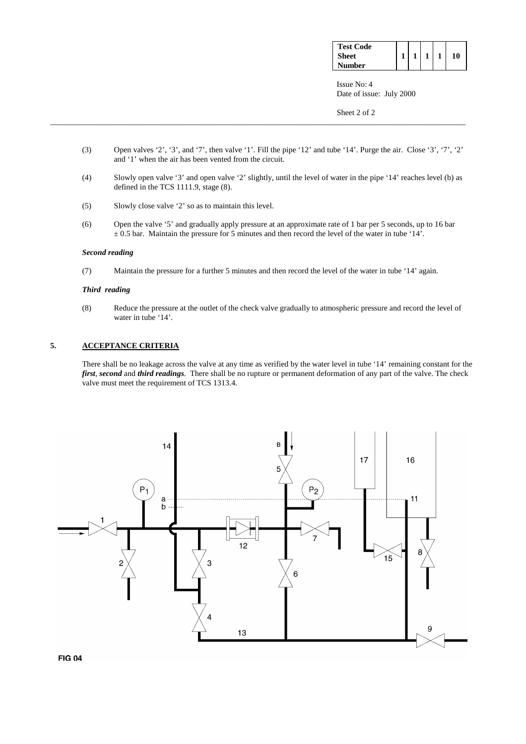| Test Code Sheet Number | 1 | 1 | 1 | 1 | 10 |
|---|---|---|---|---|---|

Issue No: 4
Date of issue: July 2000

(3) Open valves '2', '3', and '7', then valve '1'. Fill the pipe '12' and tube '14'. Purge the air. Close '3', '7', '2' and '1' when the air has been vented from the circuit.

(4) Slowly open valve '3' and open valve '2' slightly, until the level of water in the pipe '14' reaches level (b) as defined in the TCS 1111.9, stage (8).

(5) Slowly close valve '2' so as to maintain this level.

(6) Open the valve '5' and gradually apply pressure at an approximate rate of 1 bar per 5 seconds, up to 16 bar ± 0.5 bar. Maintain the pressure for 5 minutes and then record the level of the water in tube '14'.

***Second reading***

(7) Maintain the pressure for a further 5 minutes and then record the level of the water in tube '14' again.

***Third reading***

(8) Reduce the pressure at the outlet of the check valve gradually to atmospheric pressure and record the level of water in tube '14'.

## 5. ACCEPTANCE CRITERIA

There shall be no leakage across the valve at any time as verified by the water level in tube '14' remaining constant for the ***first***, ***second*** and ***third readings***. There shall be no rupture or permanent deformation of any part of the valve. The check valve must meet the requirement of TCS 1313.4.

14
B
5
17
16
$P_1$
$P_2$
a
b
11
1
12
7
2
3
15
8
6
4
13
9

**FIG 04**